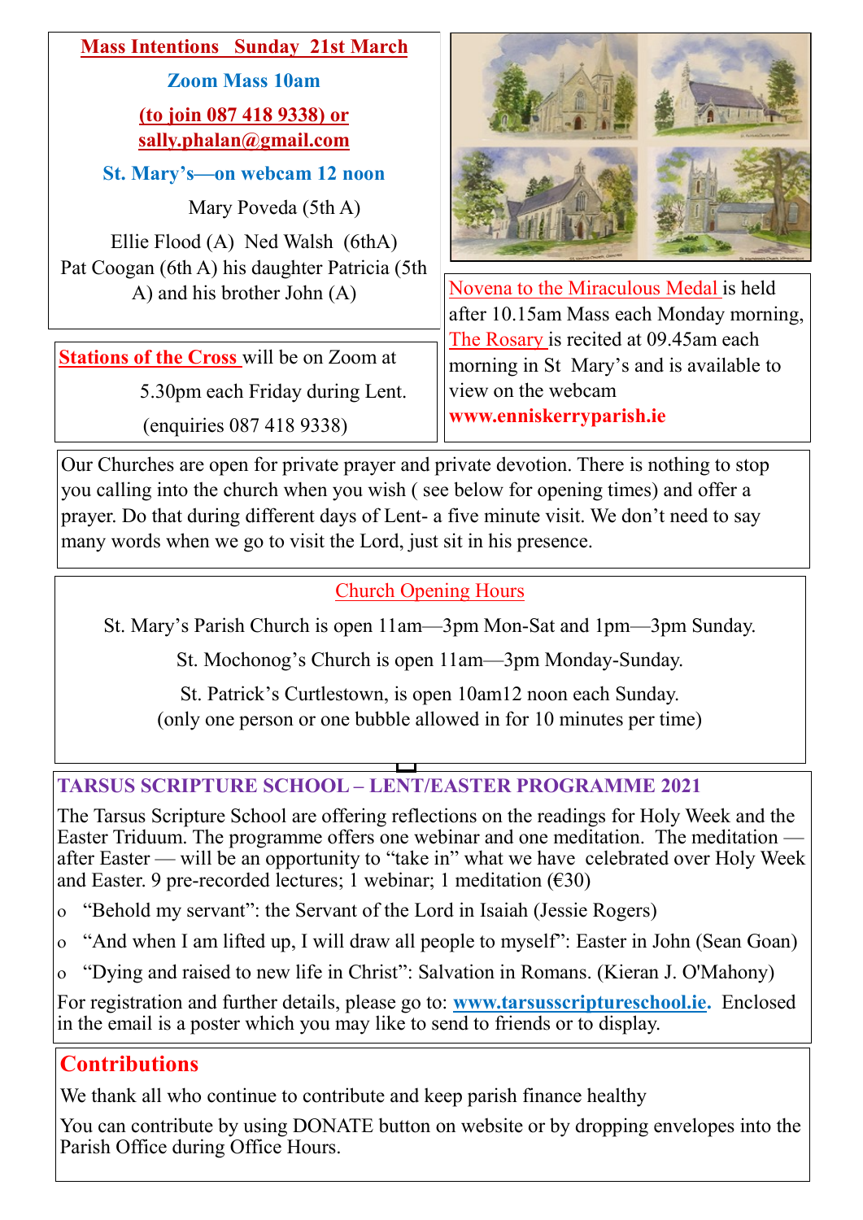**Mass Intentions Sunday 21st March**

**Zoom Mass 10am**

**(to join 087 418 9338) or sally.phalan@gmail.com**

**St. Mary's—on webcam 12 noon**

Mary Poveda (5th A)

Ellie Flood (A) Ned Walsh (6thA)
Pat Coogan (6th A) his daughter Patricia (5th A) and his brother John (A)

**Stations of the Cross** will be on Zoom at 5.30pm each Friday during Lent.
(enquiries 087 418 9338)

Novena to the Miraculous Medal is held after 10.15am Mass each Monday morning, The Rosary is recited at 09.45am each morning in St Mary's and is available to view on the webcam **www.enniskerryparish.ie**

Our Churches are open for private prayer and private devotion. There is nothing to stop you calling into the church when you wish ( see below for opening times) and offer a prayer. Do that during different days of Lent- a five minute visit. We don't need to say many words when we go to visit the Lord, just sit in his presence.

Church Opening Hours

St. Mary's Parish Church is open 11am—3pm Mon-Sat and 1pm—3pm Sunday.

St. Mochonog's Church is open 11am—3pm Monday-Sunday.

St. Patrick's Curtlestown, is open 10am12 noon each Sunday.
(only one person or one bubble allowed in for 10 minutes per time)

## TARSUS SCRIPTURE SCHOOL – LENT/EASTER PROGRAMME 2021

The Tarsus Scripture School are offering reflections on the readings for Holy Week and the Easter Triduum. The programme offers one webinar and one meditation. The meditation — after Easter — will be an opportunity to "take in" what we have celebrated over Holy Week and Easter. 9 pre-recorded lectures; 1 webinar; 1 meditation (€30)

- "Behold my servant": the Servant of the Lord in Isaiah (Jessie Rogers)
- "And when I am lifted up, I will draw all people to myself": Easter in John (Sean Goan)
- "Dying and raised to new life in Christ": Salvation in Romans. (Kieran J. O'Mahony)

For registration and further details, please go to: **www.tarsusscriptureschool.ie.** Enclosed in the email is a poster which you may like to send to friends or to display.

## Contributions

We thank all who continue to contribute and keep parish finance healthy

You can contribute by using DONATE button on website or by dropping envelopes into the Parish Office during Office Hours.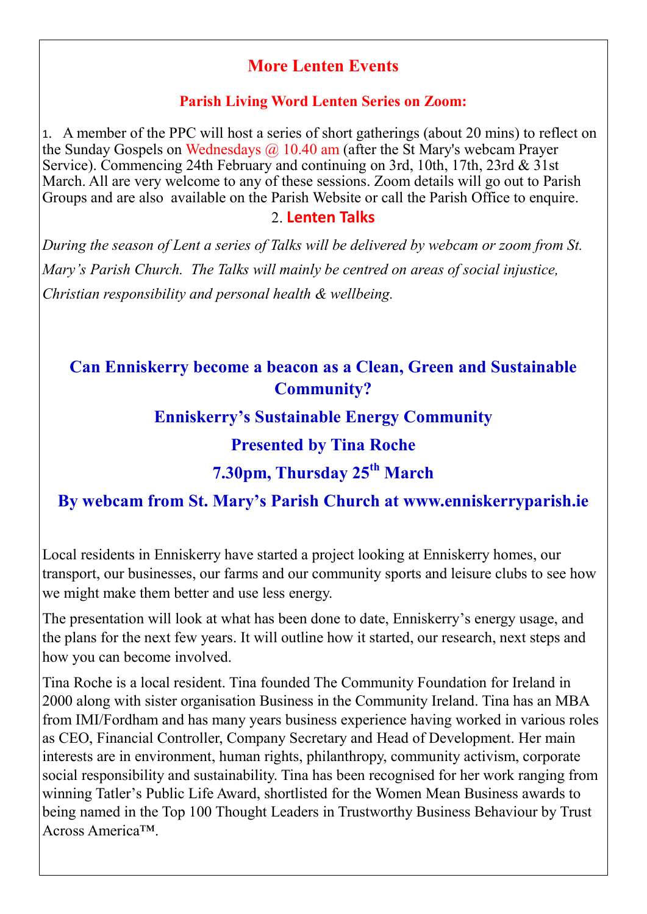## More Lenten Events

### Parish Living Word Lenten Series on Zoom:

1. A member of the PPC will host a series of short gatherings (about 20 mins) to reflect on the Sunday Gospels on Wednesdays @ 10.40 am (after the St Mary's webcam Prayer Service). Commencing 24th February and continuing on 3rd, 10th, 17th, 23rd & 31st March. All are very welcome to any of these sessions. Zoom details will go out to Parish Groups and are also available on the Parish Website or call the Parish Office to enquire.

2. **Lenten Talks**

*During the season of Lent a series of Talks will be delivered by webcam or zoom from St. Mary's Parish Church. The Talks will mainly be centred on areas of social injustice, Christian responsibility and personal health & wellbeing.*

## Can Enniskerry become a beacon as a Clean, Green and Sustainable Community?

### Enniskerry's Sustainable Energy Community

### Presented by Tina Roche

### 7.30pm, Thursday 25th March

### By webcam from St. Mary's Parish Church at www.enniskerryparish.ie

Local residents in Enniskerry have started a project looking at Enniskerry homes, our transport, our businesses, our farms and our community sports and leisure clubs to see how we might make them better and use less energy.

The presentation will look at what has been done to date, Enniskerry's energy usage, and the plans for the next few years. It will outline how it started, our research, next steps and how you can become involved.

Tina Roche is a local resident. Tina founded The Community Foundation for Ireland in 2000 along with sister organisation Business in the Community Ireland. Tina has an MBA from IMI/Fordham and has many years business experience having worked in various roles as CEO, Financial Controller, Company Secretary and Head of Development. Her main interests are in environment, human rights, philanthropy, community activism, corporate social responsibility and sustainability. Tina has been recognised for her work ranging from winning Tatler's Public Life Award, shortlisted for the Women Mean Business awards to being named in the Top 100 Thought Leaders in Trustworthy Business Behaviour by Trust Across America™.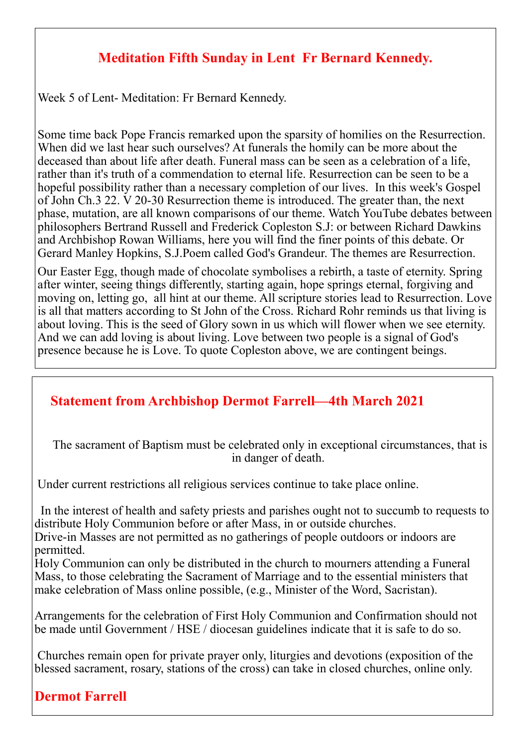## Meditation Fifth Sunday in Lent Fr Bernard Kennedy.

Week 5 of Lent- Meditation: Fr Bernard Kennedy.

Some time back Pope Francis remarked upon the sparsity of homilies on the Resurrection. When did we last hear such ourselves? At funerals the homily can be more about the deceased than about life after death. Funeral mass can be seen as a celebration of a life, rather than it's truth of a commendation to eternal life. Resurrection can be seen to be a hopeful possibility rather than a necessary completion of our lives. In this week's Gospel of John Ch.3 22. V 20-30 Resurrection theme is introduced. The greater than, the next phase, mutation, are all known comparisons of our theme. Watch YouTube debates between philosophers Bertrand Russell and Frederick Copleston S.J: or between Richard Dawkins and Archbishop Rowan Williams, here you will find the finer points of this debate. Or Gerard Manley Hopkins, S.J.Poem called God's Grandeur. The themes are Resurrection.

Our Easter Egg, though made of chocolate symbolises a rebirth, a taste of eternity. Spring after winter, seeing things differently, starting again, hope springs eternal, forgiving and moving on, letting go, all hint at our theme. All scripture stories lead to Resurrection. Love is all that matters according to St John of the Cross. Richard Rohr reminds us that living is about loving. This is the seed of Glory sown in us which will flower when we see eternity. And we can add loving is about living. Love between two people is a signal of God's presence because he is Love. To quote Copleston above, we are contingent beings.

## Statement from Archbishop Dermot Farrell—4th March 2021

The sacrament of Baptism must be celebrated only in exceptional circumstances, that is in danger of death.

Under current restrictions all religious services continue to take place online.

In the interest of health and safety priests and parishes ought not to succumb to requests to distribute Holy Communion before or after Mass, in or outside churches.
Drive-in Masses are not permitted as no gatherings of people outdoors or indoors are permitted.
Holy Communion can only be distributed in the church to mourners attending a Funeral Mass, to those celebrating the Sacrament of Marriage and to the essential ministers that make celebration of Mass online possible, (e.g., Minister of the Word, Sacristan).

Arrangements for the celebration of First Holy Communion and Confirmation should not be made until Government / HSE / diocesan guidelines indicate that it is safe to do so.

Churches remain open for private prayer only, liturgies and devotions (exposition of the blessed sacrament, rosary, stations of the cross) can take in closed churches, online only.

**Dermot Farrell**